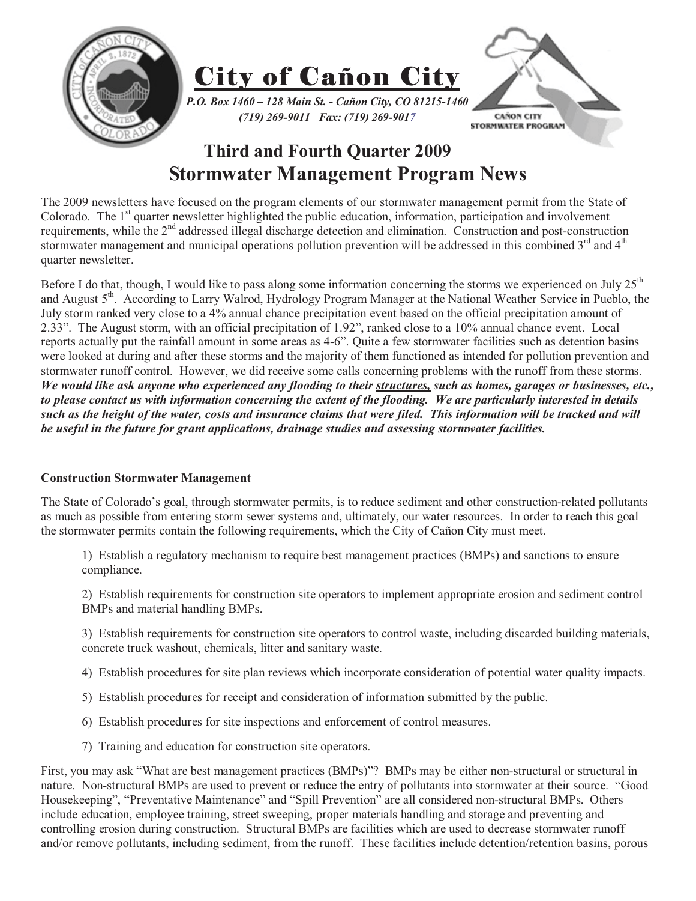# City of Cañon City

*P.O. Box 1460 – 128 Main St. - Cañon City, CO 81215-1460*
*(719) 269-9011 Fax: (719) 269-9017*

CAÑON CITY STORMWATER PROGRAM

## Third and Fourth Quarter 2009 Stormwater Management Program News

The 2009 newsletters have focused on the program elements of our stormwater management permit from the State of Colorado. The 1st quarter newsletter highlighted the public education, information, participation and involvement requirements, while the 2nd addressed illegal discharge detection and elimination. Construction and post-construction stormwater management and municipal operations pollution prevention will be addressed in this combined 3rd and 4th quarter newsletter.

Before I do that, though, I would like to pass along some information concerning the storms we experienced on July 25th and August 5th. According to Larry Walrod, Hydrology Program Manager at the National Weather Service in Pueblo, the July storm ranked very close to a 4% annual chance precipitation event based on the official precipitation amount of 2.33". The August storm, with an official precipitation of 1.92", ranked close to a 10% annual chance event. Local reports actually put the rainfall amount in some areas as 4-6". Quite a few stormwater facilities such as detention basins were looked at during and after these storms and the majority of them functioned as intended for pollution prevention and stormwater runoff control. However, we did receive some calls concerning problems with the runoff from these storms. ***We would like ask anyone who experienced any flooding to their structures, such as homes, garages or businesses, etc., to please contact us with information concerning the extent of the flooding. We are particularly interested in details such as the height of the water, costs and insurance claims that were filed. This information will be tracked and will be useful in the future for grant applications, drainage studies and assessing stormwater facilities.***

### Construction Stormwater Management

The State of Colorado's goal, through stormwater permits, is to reduce sediment and other construction-related pollutants as much as possible from entering storm sewer systems and, ultimately, our water resources. In order to reach this goal the stormwater permits contain the following requirements, which the City of Cañon City must meet.

1) Establish a regulatory mechanism to require best management practices (BMPs) and sanctions to ensure compliance.

2) Establish requirements for construction site operators to implement appropriate erosion and sediment control BMPs and material handling BMPs.

3) Establish requirements for construction site operators to control waste, including discarded building materials, concrete truck washout, chemicals, litter and sanitary waste.

4) Establish procedures for site plan reviews which incorporate consideration of potential water quality impacts.

5) Establish procedures for receipt and consideration of information submitted by the public.

6) Establish procedures for site inspections and enforcement of control measures.

7) Training and education for construction site operators.

First, you may ask "What are best management practices (BMPs)"? BMPs may be either non-structural or structural in nature. Non-structural BMPs are used to prevent or reduce the entry of pollutants into stormwater at their source. "Good Housekeeping", "Preventative Maintenance" and "Spill Prevention" are all considered non-structural BMPs. Others include education, employee training, street sweeping, proper materials handling and storage and preventing and controlling erosion during construction. Structural BMPs are facilities which are used to decrease stormwater runoff and/or remove pollutants, including sediment, from the runoff. These facilities include detention/retention basins, porous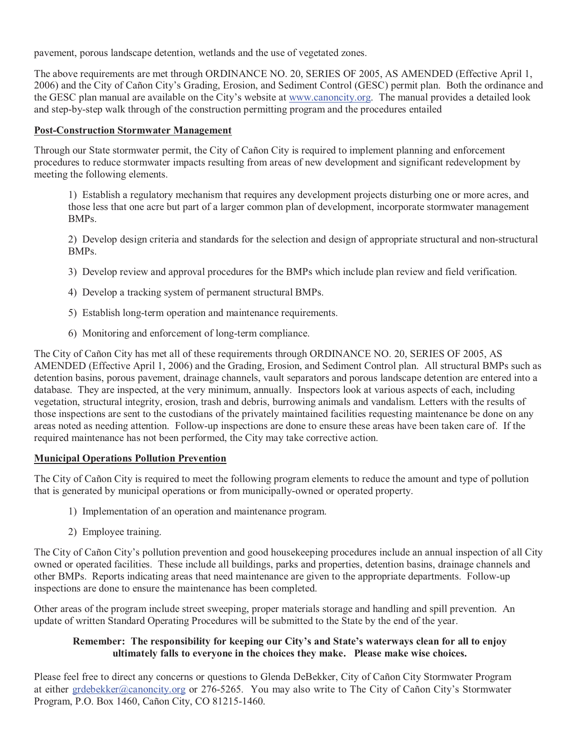pavement, porous landscape detention, wetlands and the use of vegetated zones.

The above requirements are met through ORDINANCE NO. 20, SERIES OF 2005, AS AMENDED (Effective April 1, 2006) and the City of Cañon City's Grading, Erosion, and Sediment Control (GESC) permit plan. Both the ordinance and the GESC plan manual are available on the City's website at www.canoncity.org. The manual provides a detailed look and step-by-step walk through of the construction permitting program and the procedures entailed

**Post-Construction Stormwater Management**

Through our State stormwater permit, the City of Cañon City is required to implement planning and enforcement procedures to reduce stormwater impacts resulting from areas of new development and significant redevelopment by meeting the following elements.

1) Establish a regulatory mechanism that requires any development projects disturbing one or more acres, and those less that one acre but part of a larger common plan of development, incorporate stormwater management BMPs.

2) Develop design criteria and standards for the selection and design of appropriate structural and non-structural BMPs.

3) Develop review and approval procedures for the BMPs which include plan review and field verification.

4) Develop a tracking system of permanent structural BMPs.

5) Establish long-term operation and maintenance requirements.

6) Monitoring and enforcement of long-term compliance.

The City of Cañon City has met all of these requirements through ORDINANCE NO. 20, SERIES OF 2005, AS AMENDED (Effective April 1, 2006) and the Grading, Erosion, and Sediment Control plan. All structural BMPs such as detention basins, porous pavement, drainage channels, vault separators and porous landscape detention are entered into a database. They are inspected, at the very minimum, annually. Inspectors look at various aspects of each, including vegetation, structural integrity, erosion, trash and debris, burrowing animals and vandalism. Letters with the results of those inspections are sent to the custodians of the privately maintained facilities requesting maintenance be done on any areas noted as needing attention. Follow-up inspections are done to ensure these areas have been taken care of. If the required maintenance has not been performed, the City may take corrective action.

**Municipal Operations Pollution Prevention**

The City of Cañon City is required to meet the following program elements to reduce the amount and type of pollution that is generated by municipal operations or from municipally-owned or operated property.

1) Implementation of an operation and maintenance program.

2) Employee training.

The City of Cañon City's pollution prevention and good housekeeping procedures include an annual inspection of all City owned or operated facilities. These include all buildings, parks and properties, detention basins, drainage channels and other BMPs. Reports indicating areas that need maintenance are given to the appropriate departments. Follow-up inspections are done to ensure the maintenance has been completed.

Other areas of the program include street sweeping, proper materials storage and handling and spill prevention. An update of written Standard Operating Procedures will be submitted to the State by the end of the year.

**Remember: The responsibility for keeping our City's and State's waterways clean for all to enjoy ultimately falls to everyone in the choices they make. Please make wise choices.**

Please feel free to direct any concerns or questions to Glenda DeBekker, City of Cañon City Stormwater Program at either grdebekker@canoncity.org or 276-5265. You may also write to The City of Cañon City's Stormwater Program, P.O. Box 1460, Cañon City, CO 81215-1460.